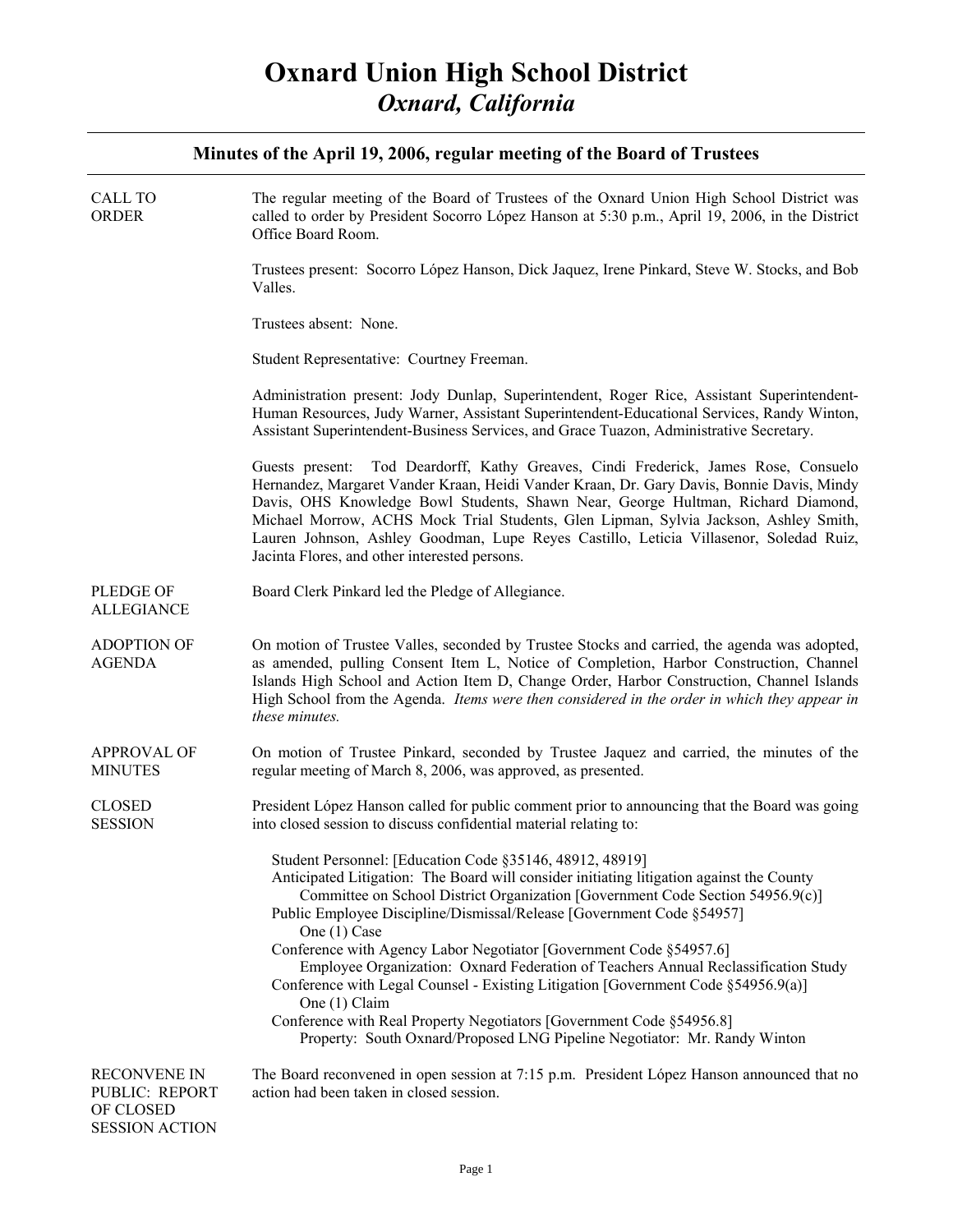# Oxnard Union High School District
## *Oxnard, California*

### Minutes of the April 19, 2006, regular meeting of the Board of Trustees

**CALL TO ORDER**

The regular meeting of the Board of Trustees of the Oxnard Union High School District was called to order by President Socorro López Hanson at 5:30 p.m., April 19, 2006, in the District Office Board Room.

Trustees present: Socorro López Hanson, Dick Jaquez, Irene Pinkard, Steve W. Stocks, and Bob Valles.

Trustees absent: None.

Student Representative: Courtney Freeman.

Administration present: Jody Dunlap, Superintendent, Roger Rice, Assistant Superintendent-Human Resources, Judy Warner, Assistant Superintendent-Educational Services, Randy Winton, Assistant Superintendent-Business Services, and Grace Tuazon, Administrative Secretary.

Guests present: Tod Deardorff, Kathy Greaves, Cindi Frederick, James Rose, Consuelo Hernandez, Margaret Vander Kraan, Heidi Vander Kraan, Dr. Gary Davis, Bonnie Davis, Mindy Davis, OHS Knowledge Bowl Students, Shawn Near, George Hultman, Richard Diamond, Michael Morrow, ACHS Mock Trial Students, Glen Lipman, Sylvia Jackson, Ashley Smith, Lauren Johnson, Ashley Goodman, Lupe Reyes Castillo, Leticia Villasenor, Soledad Ruiz, Jacinta Flores, and other interested persons.

**PLEDGE OF ALLEGIANCE**

Board Clerk Pinkard led the Pledge of Allegiance.

**ADOPTION OF AGENDA**

On motion of Trustee Valles, seconded by Trustee Stocks and carried, the agenda was adopted, as amended, pulling Consent Item L, Notice of Completion, Harbor Construction, Channel Islands High School and Action Item D, Change Order, Harbor Construction, Channel Islands High School from the Agenda. *Items were then considered in the order in which they appear in these minutes.*

**APPROVAL OF MINUTES**

On motion of Trustee Pinkard, seconded by Trustee Jaquez and carried, the minutes of the regular meeting of March 8, 2006, was approved, as presented.

**CLOSED SESSION**

President López Hanson called for public comment prior to announcing that the Board was going into closed session to discuss confidential material relating to:

- Student Personnel: [Education Code §35146, 48912, 48919]
- Anticipated Litigation: The Board will consider initiating litigation against the County Committee on School District Organization [Government Code Section 54956.9(c)]
- Public Employee Discipline/Dismissal/Release [Government Code §54957]
  - One (1) Case
- Conference with Agency Labor Negotiator [Government Code §54957.6]
  - Employee Organization: Oxnard Federation of Teachers Annual Reclassification Study
- Conference with Legal Counsel - Existing Litigation [Government Code §54956.9(a)]
  - One (1) Claim
- Conference with Real Property Negotiators [Government Code §54956.8]
  - Property: South Oxnard/Proposed LNG Pipeline Negotiator: Mr. Randy Winton

**RECONVENE IN PUBLIC: REPORT OF CLOSED SESSION ACTION**

The Board reconvened in open session at 7:15 p.m. President López Hanson announced that no action had been taken in closed session.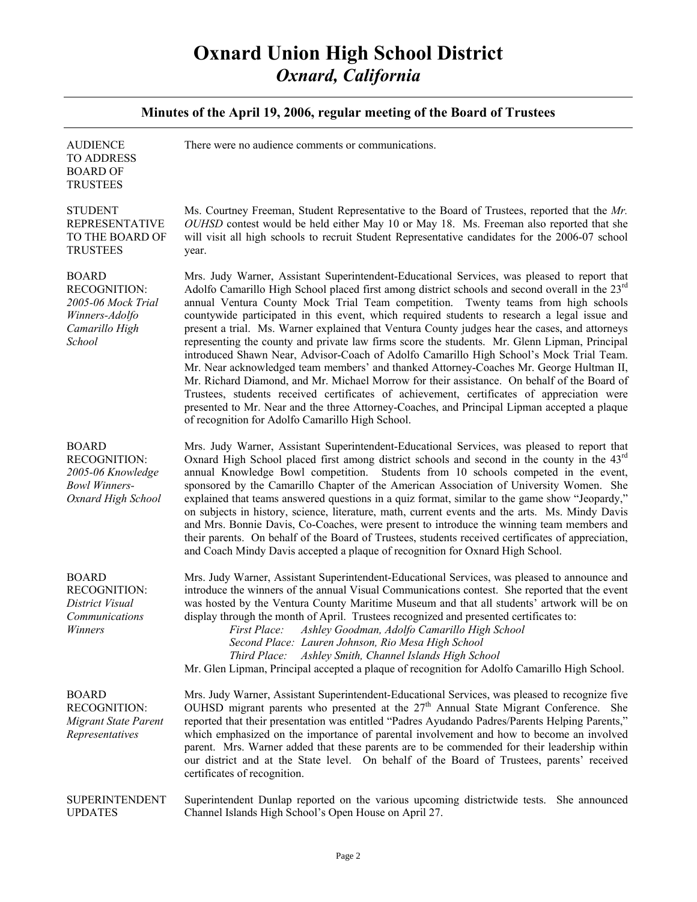# Oxnard Union High School District
## *Oxnard, California*

### Minutes of the April 19, 2006, regular meeting of the Board of Trustees

**AUDIENCE TO ADDRESS BOARD OF TRUSTEES**

There were no audience comments or communications.

**STUDENT REPRESENTATIVE TO THE BOARD OF TRUSTEES**

Ms. Courtney Freeman, Student Representative to the Board of Trustees, reported that the *Mr. OUHSD* contest would be held either May 10 or May 18. Ms. Freeman also reported that she will visit all high schools to recruit Student Representative candidates for the 2006-07 school year.

**BOARD RECOGNITION:** *2005-06 Mock Trial Winners-Adolfo Camarillo High School*

Mrs. Judy Warner, Assistant Superintendent-Educational Services, was pleased to report that Adolfo Camarillo High School placed first among district schools and second overall in the 23rd annual Ventura County Mock Trial Team competition. Twenty teams from high schools countywide participated in this event, which required students to research a legal issue and present a trial. Ms. Warner explained that Ventura County judges hear the cases, and attorneys representing the county and private law firms score the students. Mr. Glenn Lipman, Principal introduced Shawn Near, Advisor-Coach of Adolfo Camarillo High School's Mock Trial Team. Mr. Near acknowledged team members' and thanked Attorney-Coaches Mr. George Hultman II, Mr. Richard Diamond, and Mr. Michael Morrow for their assistance. On behalf of the Board of Trustees, students received certificates of achievement, certificates of appreciation were presented to Mr. Near and the three Attorney-Coaches, and Principal Lipman accepted a plaque of recognition for Adolfo Camarillo High School.

**BOARD RECOGNITION:** *2005-06 Knowledge Bowl Winners-Oxnard High School*

Mrs. Judy Warner, Assistant Superintendent-Educational Services, was pleased to report that Oxnard High School placed first among district schools and second in the county in the 43rd annual Knowledge Bowl competition. Students from 10 schools competed in the event, sponsored by the Camarillo Chapter of the American Association of University Women. She explained that teams answered questions in a quiz format, similar to the game show "Jeopardy," on subjects in history, science, literature, math, current events and the arts. Ms. Mindy Davis and Mrs. Bonnie Davis, Co-Coaches, were present to introduce the winning team members and their parents. On behalf of the Board of Trustees, students received certificates of appreciation, and Coach Mindy Davis accepted a plaque of recognition for Oxnard High School.

**BOARD RECOGNITION:** *District Visual Communications Winners*

Mrs. Judy Warner, Assistant Superintendent-Educational Services, was pleased to announce and introduce the winners of the annual Visual Communications contest. She reported that the event was hosted by the Ventura County Maritime Museum and that all students' artwork will be on display through the month of April. Trustees recognized and presented certificates to:

*First Place: Ashley Goodman, Adolfo Camarillo High School*
*Second Place: Lauren Johnson, Rio Mesa High School*
*Third Place: Ashley Smith, Channel Islands High School*

Mr. Glen Lipman, Principal accepted a plaque of recognition for Adolfo Camarillo High School.

**BOARD RECOGNITION:** *Migrant State Parent Representatives*

Mrs. Judy Warner, Assistant Superintendent-Educational Services, was pleased to recognize five OUHSD migrant parents who presented at the 27th Annual State Migrant Conference. She reported that their presentation was entitled "Padres Ayudando Padres/Parents Helping Parents," which emphasized on the importance of parental involvement and how to become an involved parent. Mrs. Warner added that these parents are to be commended for their leadership within our district and at the State level. On behalf of the Board of Trustees, parents' received certificates of recognition.

**SUPERINTENDENT UPDATES**

Superintendent Dunlap reported on the various upcoming districtwide tests. She announced Channel Islands High School's Open House on April 27.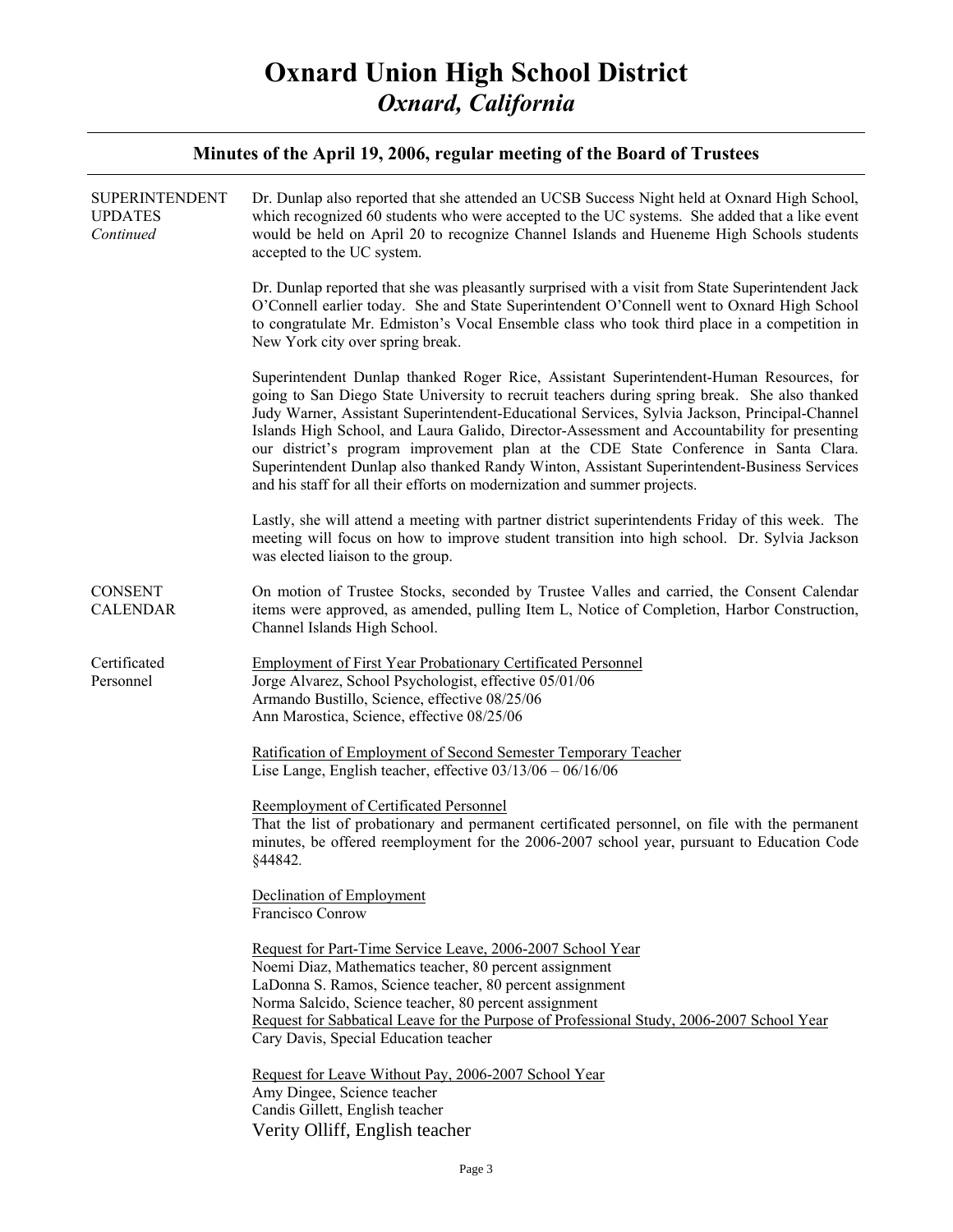# Oxnard Union High School District
## *Oxnard, California*

### Minutes of the April 19, 2006, regular meeting of the Board of Trustees

**SUPERINTENDENT UPDATES** *Continued*

Dr. Dunlap also reported that she attended an UCSB Success Night held at Oxnard High School, which recognized 60 students who were accepted to the UC systems. She added that a like event would be held on April 20 to recognize Channel Islands and Hueneme High Schools students accepted to the UC system.

Dr. Dunlap reported that she was pleasantly surprised with a visit from State Superintendent Jack O'Connell earlier today. She and State Superintendent O'Connell went to Oxnard High School to congratulate Mr. Edmiston's Vocal Ensemble class who took third place in a competition in New York city over spring break.

Superintendent Dunlap thanked Roger Rice, Assistant Superintendent-Human Resources, for going to San Diego State University to recruit teachers during spring break. She also thanked Judy Warner, Assistant Superintendent-Educational Services, Sylvia Jackson, Principal-Channel Islands High School, and Laura Galido, Director-Assessment and Accountability for presenting our district's program improvement plan at the CDE State Conference in Santa Clara. Superintendent Dunlap also thanked Randy Winton, Assistant Superintendent-Business Services and his staff for all their efforts on modernization and summer projects.

Lastly, she will attend a meeting with partner district superintendents Friday of this week. The meeting will focus on how to improve student transition into high school. Dr. Sylvia Jackson was elected liaison to the group.

**CONSENT CALENDAR**

On motion of Trustee Stocks, seconded by Trustee Valles and carried, the Consent Calendar items were approved, as amended, pulling Item L, Notice of Completion, Harbor Construction, Channel Islands High School.

**Certificated Personnel**

Employment of First Year Probationary Certificated Personnel
Jorge Alvarez, School Psychologist, effective 05/01/06
Armando Bustillo, Science, effective 08/25/06
Ann Marostica, Science, effective 08/25/06

Ratification of Employment of Second Semester Temporary Teacher
Lise Lange, English teacher, effective 03/13/06 – 06/16/06

Reemployment of Certificated Personnel
That the list of probationary and permanent certificated personnel, on file with the permanent minutes, be offered reemployment for the 2006-2007 school year, pursuant to Education Code §44842.

Declination of Employment
Francisco Conrow

Request for Part-Time Service Leave, 2006-2007 School Year
Noemi Diaz, Mathematics teacher, 80 percent assignment
LaDonna S. Ramos, Science teacher, 80 percent assignment
Norma Salcido, Science teacher, 80 percent assignment

Request for Sabbatical Leave for the Purpose of Professional Study, 2006-2007 School Year
Cary Davis, Special Education teacher

Request for Leave Without Pay, 2006-2007 School Year
Amy Dingee, Science teacher
Candis Gillett, English teacher
Verity Olliff, English teacher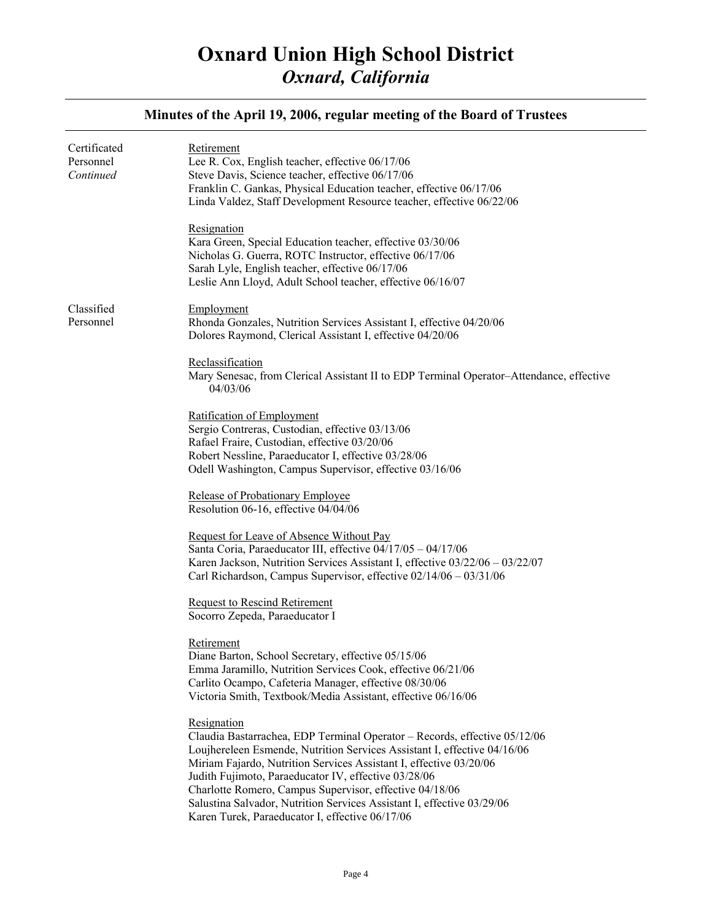# Oxnard Union High School District
## *Oxnard, California*

### Minutes of the April 19, 2006, regular meeting of the Board of Trustees

**Certificated Personnel** *Continued*

Retirement
Lee R. Cox, English teacher, effective 06/17/06
Steve Davis, Science teacher, effective 06/17/06
Franklin C. Gankas, Physical Education teacher, effective 06/17/06
Linda Valdez, Staff Development Resource teacher, effective 06/22/06

Resignation
Kara Green, Special Education teacher, effective 03/30/06
Nicholas G. Guerra, ROTC Instructor, effective 06/17/06
Sarah Lyle, English teacher, effective 06/17/06
Leslie Ann Lloyd, Adult School teacher, effective 06/16/07

**Classified Personnel**

Employment
Rhonda Gonzales, Nutrition Services Assistant I, effective 04/20/06
Dolores Raymond, Clerical Assistant I, effective 04/20/06

Reclassification
Mary Senesac, from Clerical Assistant II to EDP Terminal Operator–Attendance, effective 04/03/06

Ratification of Employment
Sergio Contreras, Custodian, effective 03/13/06
Rafael Fraire, Custodian, effective 03/20/06
Robert Nessline, Paraeducator I, effective 03/28/06
Odell Washington, Campus Supervisor, effective 03/16/06

Release of Probationary Employee
Resolution 06-16, effective 04/04/06

Request for Leave of Absence Without Pay
Santa Coria, Paraeducator III, effective 04/17/05 – 04/17/06
Karen Jackson, Nutrition Services Assistant I, effective 03/22/06 – 03/22/07
Carl Richardson, Campus Supervisor, effective 02/14/06 – 03/31/06

Request to Rescind Retirement
Socorro Zepeda, Paraeducator I

Retirement
Diane Barton, School Secretary, effective 05/15/06
Emma Jaramillo, Nutrition Services Cook, effective 06/21/06
Carlito Ocampo, Cafeteria Manager, effective 08/30/06
Victoria Smith, Textbook/Media Assistant, effective 06/16/06

Resignation
Claudia Bastarrachea, EDP Terminal Operator – Records, effective 05/12/06
Loujhereleen Esmende, Nutrition Services Assistant I, effective 04/16/06
Miriam Fajardo, Nutrition Services Assistant I, effective 03/20/06
Judith Fujimoto, Paraeducator IV, effective 03/28/06
Charlotte Romero, Campus Supervisor, effective 04/18/06
Salustina Salvador, Nutrition Services Assistant I, effective 03/29/06
Karen Turek, Paraeducator I, effective 06/17/06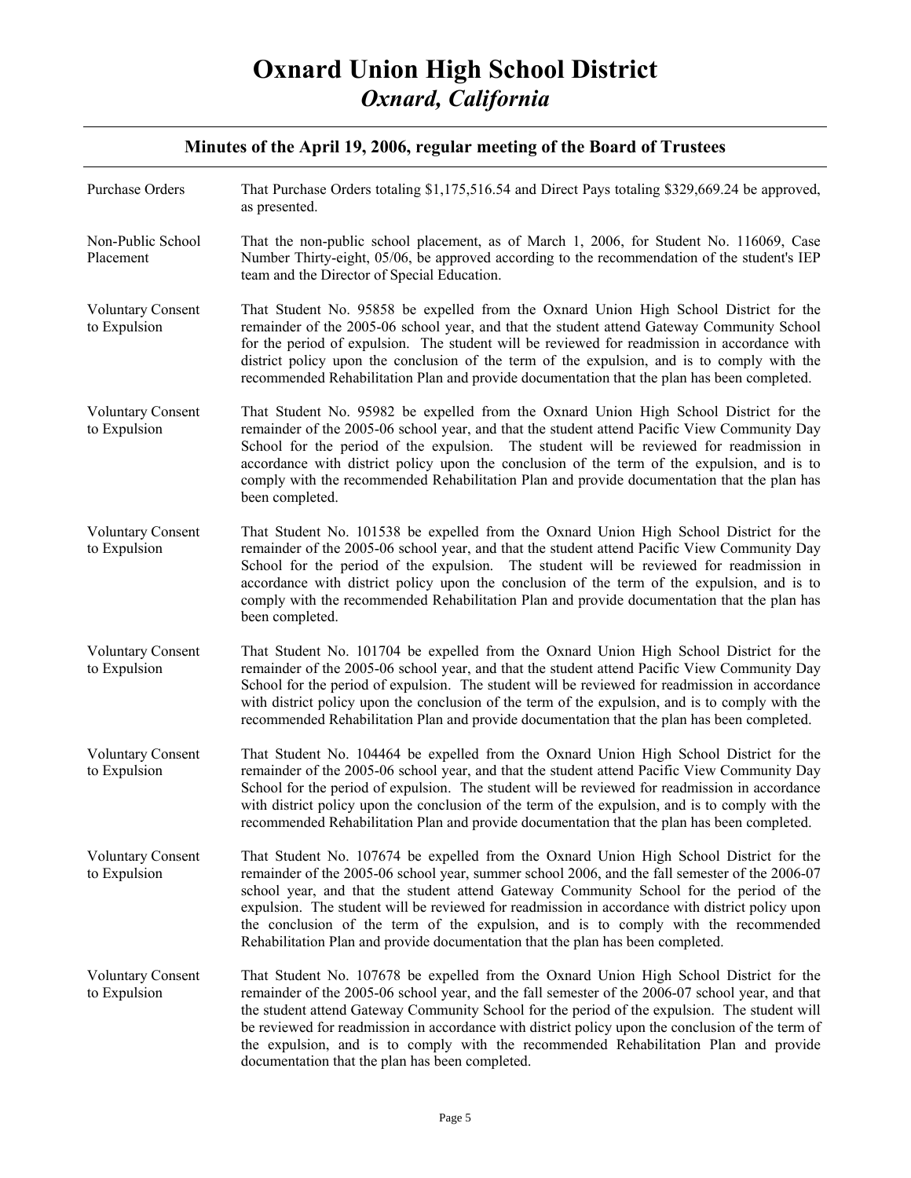# Oxnard Union High School District
## *Oxnard, California*

### Minutes of the April 19, 2006, regular meeting of the Board of Trustees

| | |
|---|---|
| Purchase Orders | That Purchase Orders totaling $1,175,516.54 and Direct Pays totaling $329,669.24 be approved, as presented. |
| Non-Public School Placement | That the non-public school placement, as of March 1, 2006, for Student No. 116069, Case Number Thirty-eight, 05/06, be approved according to the recommendation of the student's IEP team and the Director of Special Education. |
| Voluntary Consent to Expulsion | That Student No. 95858 be expelled from the Oxnard Union High School District for the remainder of the 2005-06 school year, and that the student attend Gateway Community School for the period of expulsion. The student will be reviewed for readmission in accordance with district policy upon the conclusion of the term of the expulsion, and is to comply with the recommended Rehabilitation Plan and provide documentation that the plan has been completed. |
| Voluntary Consent to Expulsion | That Student No. 95982 be expelled from the Oxnard Union High School District for the remainder of the 2005-06 school year, and that the student attend Pacific View Community Day School for the period of the expulsion. The student will be reviewed for readmission in accordance with district policy upon the conclusion of the term of the expulsion, and is to comply with the recommended Rehabilitation Plan and provide documentation that the plan has been completed. |
| Voluntary Consent to Expulsion | That Student No. 101538 be expelled from the Oxnard Union High School District for the remainder of the 2005-06 school year, and that the student attend Pacific View Community Day School for the period of the expulsion. The student will be reviewed for readmission in accordance with district policy upon the conclusion of the term of the expulsion, and is to comply with the recommended Rehabilitation Plan and provide documentation that the plan has been completed. |
| Voluntary Consent to Expulsion | That Student No. 101704 be expelled from the Oxnard Union High School District for the remainder of the 2005-06 school year, and that the student attend Pacific View Community Day School for the period of expulsion. The student will be reviewed for readmission in accordance with district policy upon the conclusion of the term of the expulsion, and is to comply with the recommended Rehabilitation Plan and provide documentation that the plan has been completed. |
| Voluntary Consent to Expulsion | That Student No. 104464 be expelled from the Oxnard Union High School District for the remainder of the 2005-06 school year, and that the student attend Pacific View Community Day School for the period of expulsion. The student will be reviewed for readmission in accordance with district policy upon the conclusion of the term of the expulsion, and is to comply with the recommended Rehabilitation Plan and provide documentation that the plan has been completed. |
| Voluntary Consent to Expulsion | That Student No. 107674 be expelled from the Oxnard Union High School District for the remainder of the 2005-06 school year, summer school 2006, and the fall semester of the 2006-07 school year, and that the student attend Gateway Community School for the period of the expulsion. The student will be reviewed for readmission in accordance with district policy upon the conclusion of the term of the expulsion, and is to comply with the recommended Rehabilitation Plan and provide documentation that the plan has been completed. |
| Voluntary Consent to Expulsion | That Student No. 107678 be expelled from the Oxnard Union High School District for the remainder of the 2005-06 school year, and the fall semester of the 2006-07 school year, and that the student attend Gateway Community School for the period of the expulsion. The student will be reviewed for readmission in accordance with district policy upon the conclusion of the term of the expulsion, and is to comply with the recommended Rehabilitation Plan and provide documentation that the plan has been completed. |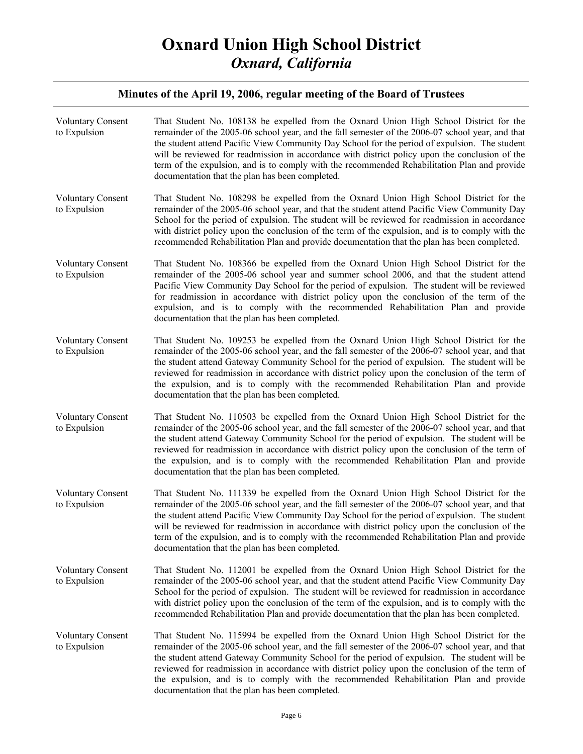Voluntary Consent to Expulsion

That Student No. 108138 be expelled from the Oxnard Union High School District for the remainder of the 2005-06 school year, and the fall semester of the 2006-07 school year, and that the student attend Pacific View Community Day School for the period of expulsion. The student will be reviewed for readmission in accordance with district policy upon the conclusion of the term of the expulsion, and is to comply with the recommended Rehabilitation Plan and provide documentation that the plan has been completed.

Voluntary Consent to Expulsion

That Student No. 108298 be expelled from the Oxnard Union High School District for the remainder of the 2005-06 school year, and that the student attend Pacific View Community Day School for the period of expulsion. The student will be reviewed for readmission in accordance with district policy upon the conclusion of the term of the expulsion, and is to comply with the recommended Rehabilitation Plan and provide documentation that the plan has been completed.

Voluntary Consent to Expulsion

That Student No. 108366 be expelled from the Oxnard Union High School District for the remainder of the 2005-06 school year and summer school 2006, and that the student attend Pacific View Community Day School for the period of expulsion. The student will be reviewed for readmission in accordance with district policy upon the conclusion of the term of the expulsion, and is to comply with the recommended Rehabilitation Plan and provide documentation that the plan has been completed.

Voluntary Consent to Expulsion

That Student No. 109253 be expelled from the Oxnard Union High School District for the remainder of the 2005-06 school year, and the fall semester of the 2006-07 school year, and that the student attend Gateway Community School for the period of expulsion. The student will be reviewed for readmission in accordance with district policy upon the conclusion of the term of the expulsion, and is to comply with the recommended Rehabilitation Plan and provide documentation that the plan has been completed.

Voluntary Consent to Expulsion

That Student No. 110503 be expelled from the Oxnard Union High School District for the remainder of the 2005-06 school year, and the fall semester of the 2006-07 school year, and that the student attend Gateway Community School for the period of expulsion. The student will be reviewed for readmission in accordance with district policy upon the conclusion of the term of the expulsion, and is to comply with the recommended Rehabilitation Plan and provide documentation that the plan has been completed.

Voluntary Consent to Expulsion

That Student No. 111339 be expelled from the Oxnard Union High School District for the remainder of the 2005-06 school year, and the fall semester of the 2006-07 school year, and that the student attend Pacific View Community Day School for the period of expulsion. The student will be reviewed for readmission in accordance with district policy upon the conclusion of the term of the expulsion, and is to comply with the recommended Rehabilitation Plan and provide documentation that the plan has been completed.

Voluntary Consent to Expulsion

That Student No. 112001 be expelled from the Oxnard Union High School District for the remainder of the 2005-06 school year, and that the student attend Pacific View Community Day School for the period of expulsion. The student will be reviewed for readmission in accordance with district policy upon the conclusion of the term of the expulsion, and is to comply with the recommended Rehabilitation Plan and provide documentation that the plan has been completed.

Voluntary Consent to Expulsion

That Student No. 115994 be expelled from the Oxnard Union High School District for the remainder of the 2005-06 school year, and the fall semester of the 2006-07 school year, and that the student attend Gateway Community School for the period of expulsion. The student will be reviewed for readmission in accordance with district policy upon the conclusion of the term of the expulsion, and is to comply with the recommended Rehabilitation Plan and provide documentation that the plan has been completed.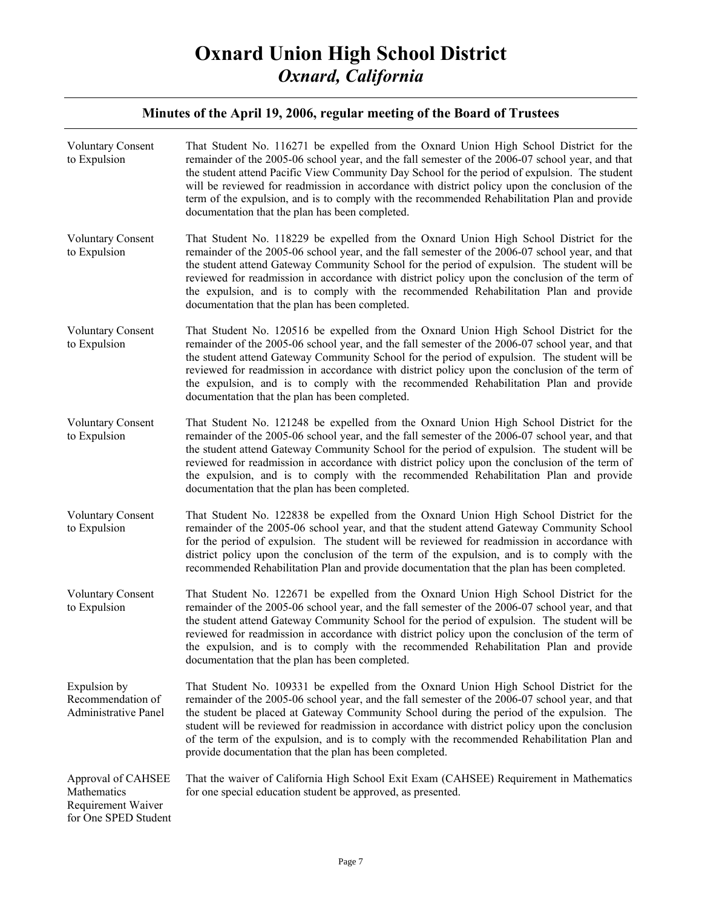# Oxnard Union High School District
## *Oxnard, California*

### Minutes of the April 19, 2006, regular meeting of the Board of Trustees

| | |
|---|---|
| Voluntary Consent to Expulsion | That Student No. 116271 be expelled from the Oxnard Union High School District for the remainder of the 2005-06 school year, and the fall semester of the 2006-07 school year, and that the student attend Pacific View Community Day School for the period of expulsion. The student will be reviewed for readmission in accordance with district policy upon the conclusion of the term of the expulsion, and is to comply with the recommended Rehabilitation Plan and provide documentation that the plan has been completed. |
| Voluntary Consent to Expulsion | That Student No. 118229 be expelled from the Oxnard Union High School District for the remainder of the 2005-06 school year, and the fall semester of the 2006-07 school year, and that the student attend Gateway Community School for the period of expulsion. The student will be reviewed for readmission in accordance with district policy upon the conclusion of the term of the expulsion, and is to comply with the recommended Rehabilitation Plan and provide documentation that the plan has been completed. |
| Voluntary Consent to Expulsion | That Student No. 120516 be expelled from the Oxnard Union High School District for the remainder of the 2005-06 school year, and the fall semester of the 2006-07 school year, and that the student attend Gateway Community School for the period of expulsion. The student will be reviewed for readmission in accordance with district policy upon the conclusion of the term of the expulsion, and is to comply with the recommended Rehabilitation Plan and provide documentation that the plan has been completed. |
| Voluntary Consent to Expulsion | That Student No. 121248 be expelled from the Oxnard Union High School District for the remainder of the 2005-06 school year, and the fall semester of the 2006-07 school year, and that the student attend Gateway Community School for the period of expulsion. The student will be reviewed for readmission in accordance with district policy upon the conclusion of the term of the expulsion, and is to comply with the recommended Rehabilitation Plan and provide documentation that the plan has been completed. |
| Voluntary Consent to Expulsion | That Student No. 122838 be expelled from the Oxnard Union High School District for the remainder of the 2005-06 school year, and that the student attend Gateway Community School for the period of expulsion. The student will be reviewed for readmission in accordance with district policy upon the conclusion of the term of the expulsion, and is to comply with the recommended Rehabilitation Plan and provide documentation that the plan has been completed. |
| Voluntary Consent to Expulsion | That Student No. 122671 be expelled from the Oxnard Union High School District for the remainder of the 2005-06 school year, and the fall semester of the 2006-07 school year, and that the student attend Gateway Community School for the period of expulsion. The student will be reviewed for readmission in accordance with district policy upon the conclusion of the term of the expulsion, and is to comply with the recommended Rehabilitation Plan and provide documentation that the plan has been completed. |
| Expulsion by Recommendation of Administrative Panel | That Student No. 109331 be expelled from the Oxnard Union High School District for the remainder of the 2005-06 school year, and the fall semester of the 2006-07 school year, and that the student be placed at Gateway Community School during the period of the expulsion. The student will be reviewed for readmission in accordance with district policy upon the conclusion of the term of the expulsion, and is to comply with the recommended Rehabilitation Plan and provide documentation that the plan has been completed. |
| Approval of CAHSEE Mathematics Requirement Waiver for One SPED Student | That the waiver of California High School Exit Exam (CAHSEE) Requirement in Mathematics for one special education student be approved, as presented. |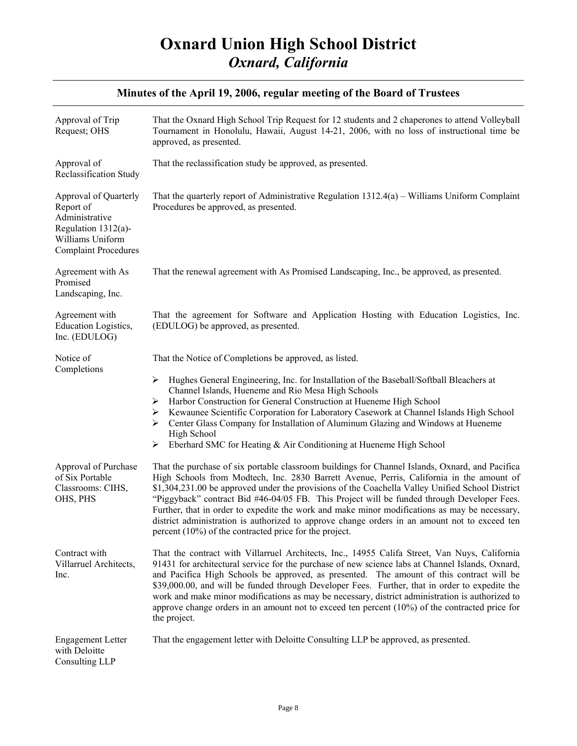# Oxnard Union High School District
## *Oxnard, California*

### Minutes of the April 19, 2006, regular meeting of the Board of Trustees

**Approval of Trip Request; OHS**

That the Oxnard High School Trip Request for 12 students and 2 chaperones to attend Volleyball Tournament in Honolulu, Hawaii, August 14-21, 2006, with no loss of instructional time be approved, as presented.

**Approval of Reclassification Study**

That the reclassification study be approved, as presented.

**Approval of Quarterly Report of Administrative Regulation 1312(a)- Williams Uniform Complaint Procedures**

That the quarterly report of Administrative Regulation 1312.4(a) – Williams Uniform Complaint Procedures be approved, as presented.

**Agreement with As Promised Landscaping, Inc.**

That the renewal agreement with As Promised Landscaping, Inc., be approved, as presented.

**Agreement with Education Logistics, Inc. (EDULOG)**

That the agreement for Software and Application Hosting with Education Logistics, Inc. (EDULOG) be approved, as presented.

**Notice of Completions**

That the Notice of Completions be approved, as listed.

- Hughes General Engineering, Inc. for Installation of the Baseball/Softball Bleachers at Channel Islands, Hueneme and Rio Mesa High Schools
- Harbor Construction for General Construction at Hueneme High School
- Kewaunee Scientific Corporation for Laboratory Casework at Channel Islands High School
- Center Glass Company for Installation of Aluminum Glazing and Windows at Hueneme High School
- Eberhard SMC for Heating & Air Conditioning at Hueneme High School

**Approval of Purchase of Six Portable Classrooms: CIHS, OHS, PHS**

That the purchase of six portable classroom buildings for Channel Islands, Oxnard, and Pacifica High Schools from Modtech, Inc. 2830 Barrett Avenue, Perris, California in the amount of $1,304,231.00 be approved under the provisions of the Coachella Valley Unified School District "Piggyback" contract Bid #46-04/05 FB. This Project will be funded through Developer Fees. Further, that in order to expedite the work and make minor modifications as may be necessary, district administration is authorized to approve change orders in an amount not to exceed ten percent (10%) of the contracted price for the project.

**Contract with Villarruel Architects, Inc.**

That the contract with Villarruel Architects, Inc., 14955 Califa Street, Van Nuys, California 91431 for architectural service for the purchase of new science labs at Channel Islands, Oxnard, and Pacifica High Schools be approved, as presented. The amount of this contract will be $39,000.00, and will be funded through Developer Fees. Further, that in order to expedite the work and make minor modifications as may be necessary, district administration is authorized to approve change orders in an amount not to exceed ten percent (10%) of the contracted price for the project.

**Engagement Letter with Deloitte Consulting LLP**

That the engagement letter with Deloitte Consulting LLP be approved, as presented.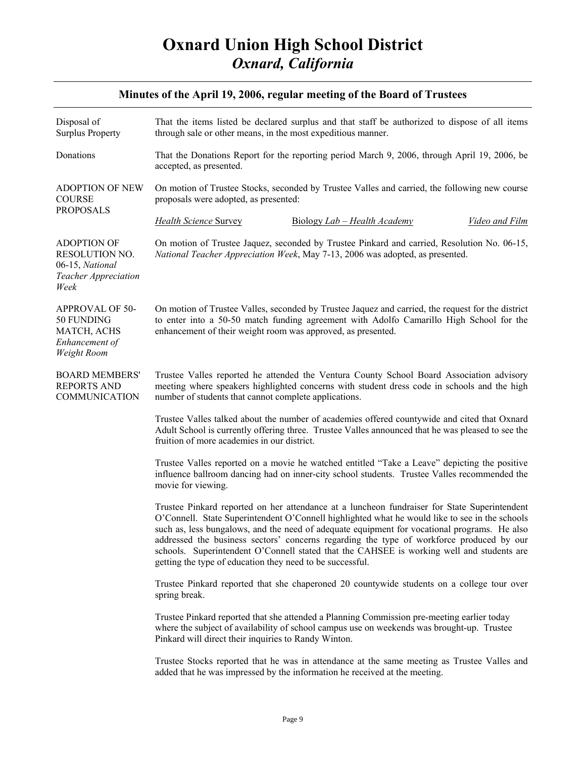# Oxnard Union High School District
## *Oxnard, California*

### Minutes of the April 19, 2006, regular meeting of the Board of Trustees

**Disposal of Surplus Property**

That the items listed be declared surplus and that staff be authorized to dispose of all items through sale or other means, in the most expeditious manner.

**Donations**

That the Donations Report for the reporting period March 9, 2006, through April 19, 2006, be accepted, as presented.

**ADOPTION OF NEW COURSE PROPOSALS**

On motion of Trustee Stocks, seconded by Trustee Valles and carried, the following new course proposals were adopted, as presented:

*Health Science* Survey — Biology *Lab – Health Academy* — *Video and Film*

**ADOPTION OF RESOLUTION NO. 06-15, *National Teacher Appreciation Week***

On motion of Trustee Jaquez, seconded by Trustee Pinkard and carried, Resolution No. 06-15, *National Teacher Appreciation Week*, May 7-13, 2006 was adopted, as presented.

**APPROVAL OF 50-50 FUNDING MATCH, ACHS *Enhancement of Weight Room***

On motion of Trustee Valles, seconded by Trustee Jaquez and carried, the request for the district to enter into a 50-50 match funding agreement with Adolfo Camarillo High School for the enhancement of their weight room was approved, as presented.

**BOARD MEMBERS' REPORTS AND COMMUNICATION**

Trustee Valles reported he attended the Ventura County School Board Association advisory meeting where speakers highlighted concerns with student dress code in schools and the high number of students that cannot complete applications.

Trustee Valles talked about the number of academies offered countywide and cited that Oxnard Adult School is currently offering three. Trustee Valles announced that he was pleased to see the fruition of more academies in our district.

Trustee Valles reported on a movie he watched entitled "Take a Leave" depicting the positive influence ballroom dancing had on inner-city school students. Trustee Valles recommended the movie for viewing.

Trustee Pinkard reported on her attendance at a luncheon fundraiser for State Superintendent O'Connell. State Superintendent O'Connell highlighted what he would like to see in the schools such as, less bungalows, and the need of adequate equipment for vocational programs. He also addressed the business sectors' concerns regarding the type of workforce produced by our schools. Superintendent O'Connell stated that the CAHSEE is working well and students are getting the type of education they need to be successful.

Trustee Pinkard reported that she chaperoned 20 countywide students on a college tour over spring break.

Trustee Pinkard reported that she attended a Planning Commission pre-meeting earlier today where the subject of availability of school campus use on weekends was brought-up. Trustee Pinkard will direct their inquiries to Randy Winton.

Trustee Stocks reported that he was in attendance at the same meeting as Trustee Valles and added that he was impressed by the information he received at the meeting.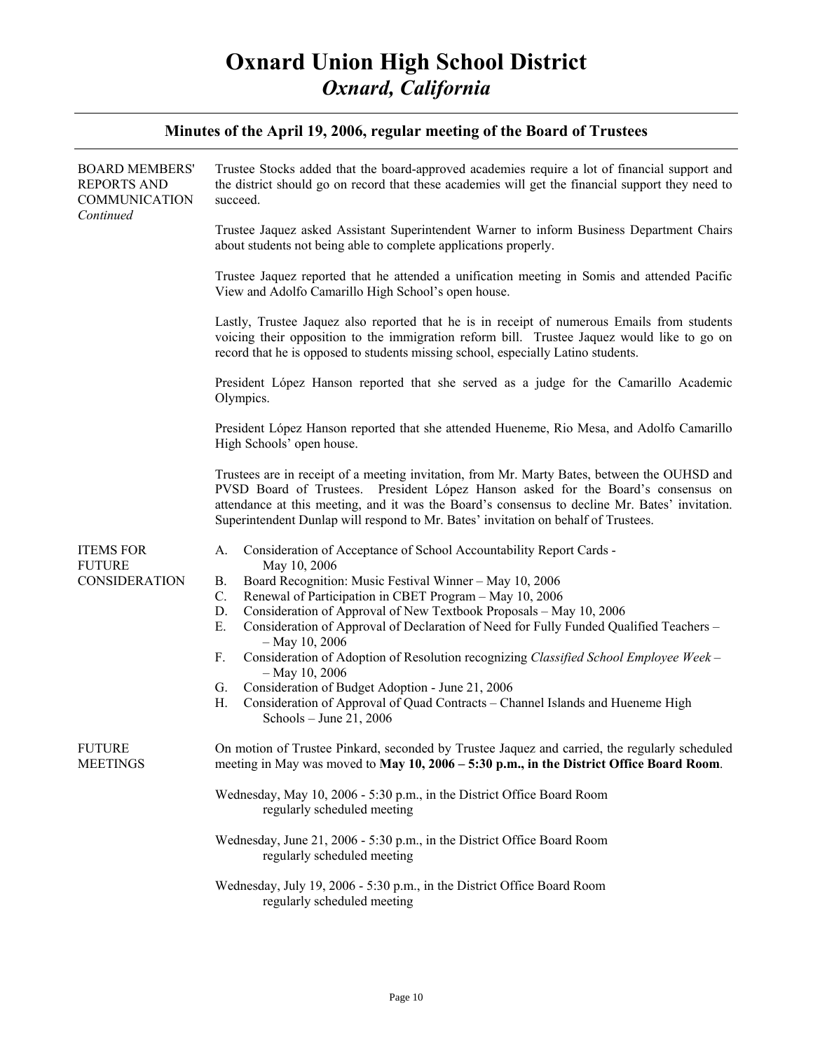# Oxnard Union High School District
## *Oxnard, California*

### Minutes of the April 19, 2006, regular meeting of the Board of Trustees

**BOARD MEMBERS' REPORTS AND COMMUNICATION** *Continued*

Trustee Stocks added that the board-approved academies require a lot of financial support and the district should go on record that these academies will get the financial support they need to succeed.

Trustee Jaquez asked Assistant Superintendent Warner to inform Business Department Chairs about students not being able to complete applications properly.

Trustee Jaquez reported that he attended a unification meeting in Somis and attended Pacific View and Adolfo Camarillo High School's open house.

Lastly, Trustee Jaquez also reported that he is in receipt of numerous Emails from students voicing their opposition to the immigration reform bill. Trustee Jaquez would like to go on record that he is opposed to students missing school, especially Latino students.

President López Hanson reported that she served as a judge for the Camarillo Academic Olympics.

President López Hanson reported that she attended Hueneme, Rio Mesa, and Adolfo Camarillo High Schools' open house.

Trustees are in receipt of a meeting invitation, from Mr. Marty Bates, between the OUHSD and PVSD Board of Trustees. President López Hanson asked for the Board's consensus on attendance at this meeting, and it was the Board's consensus to decline Mr. Bates' invitation. Superintendent Dunlap will respond to Mr. Bates' invitation on behalf of Trustees.

**ITEMS FOR FUTURE CONSIDERATION**

A. Consideration of Acceptance of School Accountability Report Cards - May 10, 2006
B. Board Recognition: Music Festival Winner – May 10, 2006
C. Renewal of Participation in CBET Program – May 10, 2006
D. Consideration of Approval of New Textbook Proposals – May 10, 2006
E. Consideration of Approval of Declaration of Need for Fully Funded Qualified Teachers – – May 10, 2006
F. Consideration of Adoption of Resolution recognizing *Classified School Employee Week* – – May 10, 2006
G. Consideration of Budget Adoption - June 21, 2006
H. Consideration of Approval of Quad Contracts – Channel Islands and Hueneme High Schools – June 21, 2006

**FUTURE MEETINGS**

On motion of Trustee Pinkard, seconded by Trustee Jaquez and carried, the regularly scheduled meeting in May was moved to **May 10, 2006 – 5:30 p.m., in the District Office Board Room**.

Wednesday, May 10, 2006 - 5:30 p.m., in the District Office Board Room
regularly scheduled meeting

Wednesday, June 21, 2006 - 5:30 p.m., in the District Office Board Room
regularly scheduled meeting

Wednesday, July 19, 2006 - 5:30 p.m., in the District Office Board Room
regularly scheduled meeting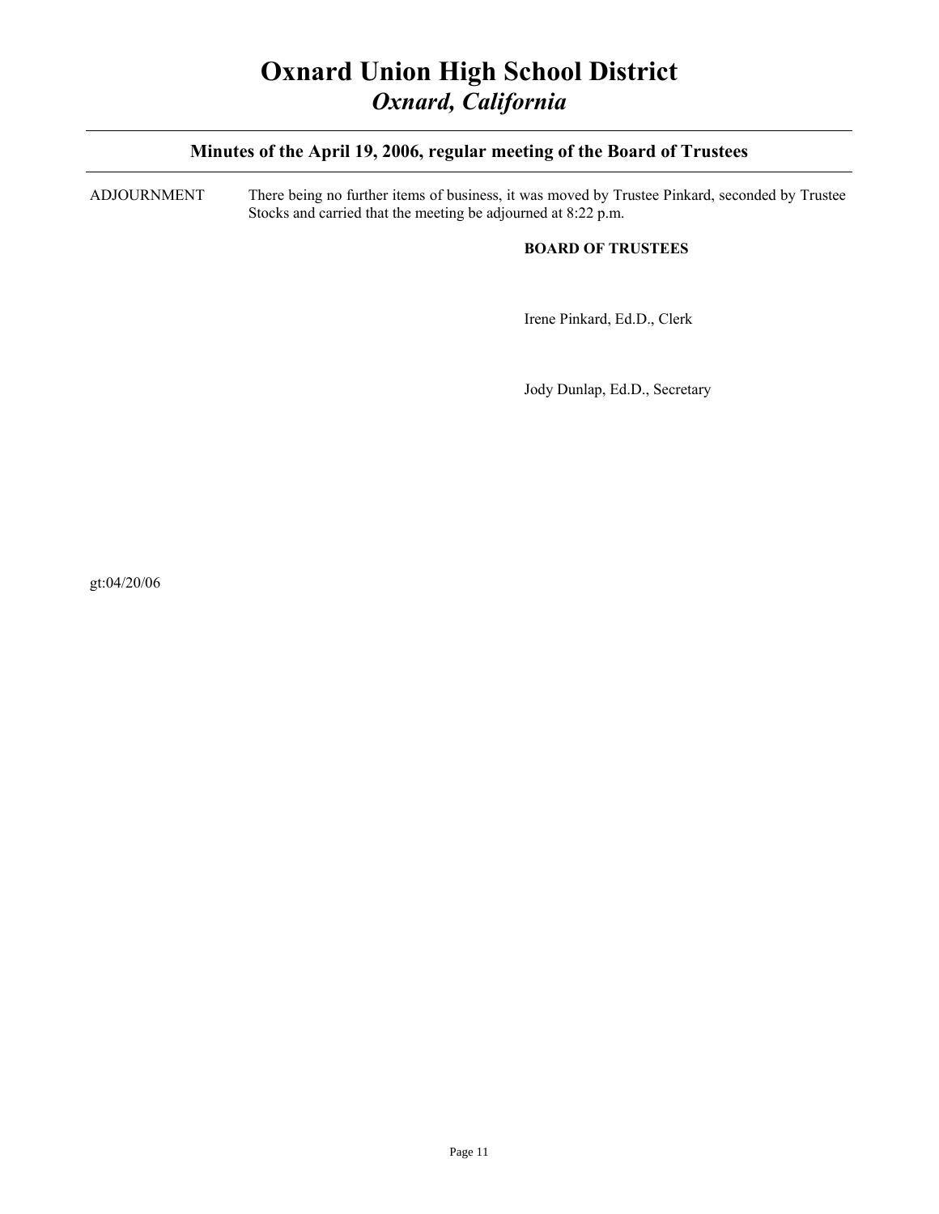# Oxnard Union High School District
## *Oxnard, California*

### Minutes of the April 19, 2006, regular meeting of the Board of Trustees

ADJOURNMENT There being no further items of business, it was moved by Trustee Pinkard, seconded by Trustee Stocks and carried that the meeting be adjourned at 8:22 p.m.

**BOARD OF TRUSTEES**

Irene Pinkard, Ed.D., Clerk

Jody Dunlap, Ed.D., Secretary

gt:04/20/06